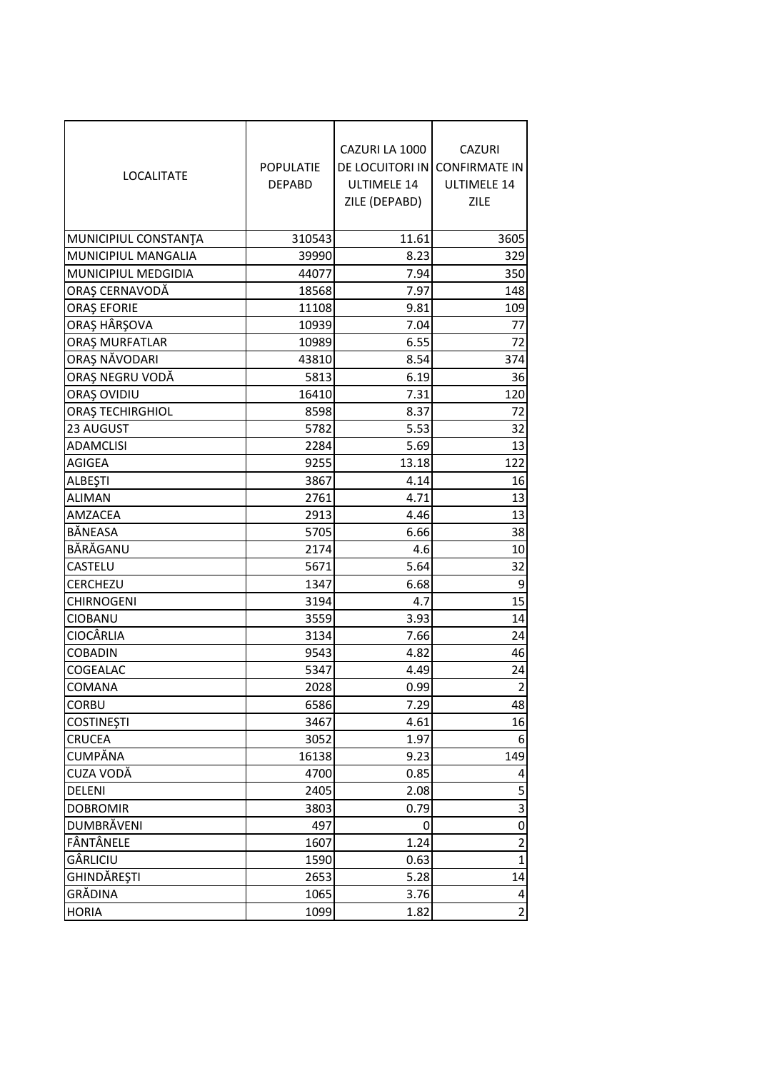| LOCALITATE | POPULATIE DEPABD | CAZURI LA 1000 DE LOCUITORI IN ULTIMELE 14 ZILE (DEPABD) | CAZURI CONFIRMATE IN ULTIMELE 14 ZILE |
|---|---|---|---|
| MUNICIPIUL CONSTANŢA | 310543 | 11.61 | 3605 |
| MUNICIPIUL MANGALIA | 39990 | 8.23 | 329 |
| MUNICIPIUL MEDGIDIA | 44077 | 7.94 | 350 |
| ORAŞ CERNAVODĂ | 18568 | 7.97 | 148 |
| ORAŞ EFORIE | 11108 | 9.81 | 109 |
| ORAŞ HÂRŞOVA | 10939 | 7.04 | 77 |
| ORAŞ MURFATLAR | 10989 | 6.55 | 72 |
| ORAŞ NĂVODARI | 43810 | 8.54 | 374 |
| ORAŞ NEGRU VODĂ | 5813 | 6.19 | 36 |
| ORAŞ OVIDIU | 16410 | 7.31 | 120 |
| ORAŞ TECHIRGHIOL | 8598 | 8.37 | 72 |
| 23 AUGUST | 5782 | 5.53 | 32 |
| ADAMCLISI | 2284 | 5.69 | 13 |
| AGIGEA | 9255 | 13.18 | 122 |
| ALBEŞTI | 3867 | 4.14 | 16 |
| ALIMAN | 2761 | 4.71 | 13 |
| AMZACEA | 2913 | 4.46 | 13 |
| BĂNEASA | 5705 | 6.66 | 38 |
| BĂRĂGANU | 2174 | 4.6 | 10 |
| CASTELU | 5671 | 5.64 | 32 |
| CERCHEZU | 1347 | 6.68 | 9 |
| CHIRNOGENI | 3194 | 4.7 | 15 |
| CIOBANU | 3559 | 3.93 | 14 |
| CIOCÂRLIA | 3134 | 7.66 | 24 |
| COBADIN | 9543 | 4.82 | 46 |
| COGEALAC | 5347 | 4.49 | 24 |
| COMANA | 2028 | 0.99 | 2 |
| CORBU | 6586 | 7.29 | 48 |
| COSTINEŞTI | 3467 | 4.61 | 16 |
| CRUCEA | 3052 | 1.97 | 6 |
| CUMPĂNA | 16138 | 9.23 | 149 |
| CUZA VODĂ | 4700 | 0.85 | 4 |
| DELENI | 2405 | 2.08 | 5 |
| DOBROMIR | 3803 | 0.79 | 3 |
| DUMBRĂVENI | 497 | 0 | 0 |
| FÂNTÂNELE | 1607 | 1.24 | 2 |
| GÂRLICIU | 1590 | 0.63 | 1 |
| GHINDĂREŞTI | 2653 | 5.28 | 14 |
| GRĂDINA | 1065 | 3.76 | 4 |
| HORIA | 1099 | 1.82 | 2 |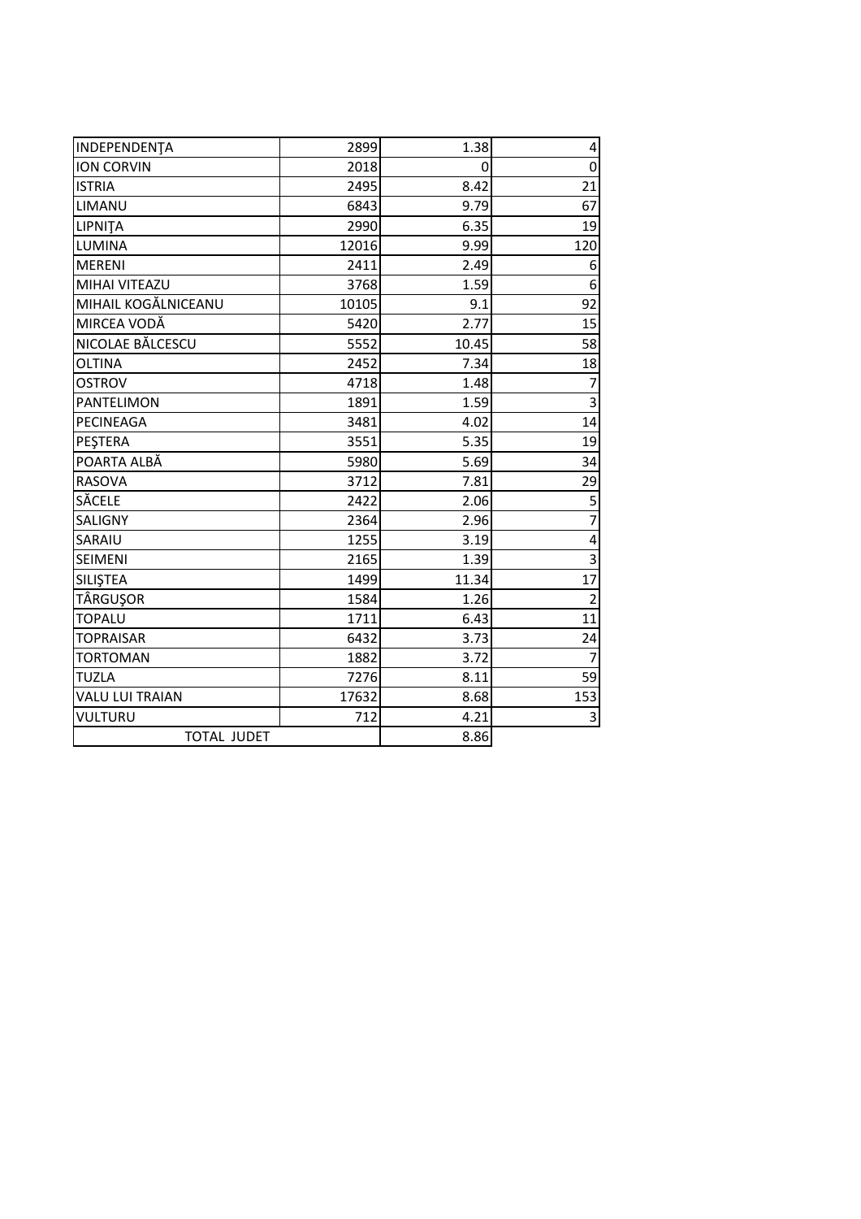| | | | |
|---|---|---|---|
| INDEPENDENŢA | 2899 | 1.38 | 4 |
| ION CORVIN | 2018 | 0 | 0 |
| ISTRIA | 2495 | 8.42 | 21 |
| LIMANU | 6843 | 9.79 | 67 |
| LIPNIŢA | 2990 | 6.35 | 19 |
| LUMINA | 12016 | 9.99 | 120 |
| MERENI | 2411 | 2.49 | 6 |
| MIHAI VITEAZU | 3768 | 1.59 | 6 |
| MIHAIL KOGĂLNICEANU | 10105 | 9.1 | 92 |
| MIRCEA VODĂ | 5420 | 2.77 | 15 |
| NICOLAE BĂLCESCU | 5552 | 10.45 | 58 |
| OLTINA | 2452 | 7.34 | 18 |
| OSTROV | 4718 | 1.48 | 7 |
| PANTELIMON | 1891 | 1.59 | 3 |
| PECINEAGA | 3481 | 4.02 | 14 |
| PEŞTERA | 3551 | 5.35 | 19 |
| POARTA ALBĂ | 5980 | 5.69 | 34 |
| RASOVA | 3712 | 7.81 | 29 |
| SĂCELE | 2422 | 2.06 | 5 |
| SALIGNY | 2364 | 2.96 | 7 |
| SARAIU | 1255 | 3.19 | 4 |
| SEIMENI | 2165 | 1.39 | 3 |
| SILIŞTEA | 1499 | 11.34 | 17 |
| TÂRGUŞOR | 1584 | 1.26 | 2 |
| TOPALU | 1711 | 6.43 | 11 |
| TOPRAISAR | 6432 | 3.73 | 24 |
| TORTOMAN | 1882 | 3.72 | 7 |
| TUZLA | 7276 | 8.11 | 59 |
| VALU LUI TRAIAN | 17632 | 8.68 | 153 |
| VULTURU | 712 | 4.21 | 3 |
| TOTAL JUDET | | 8.86 | |